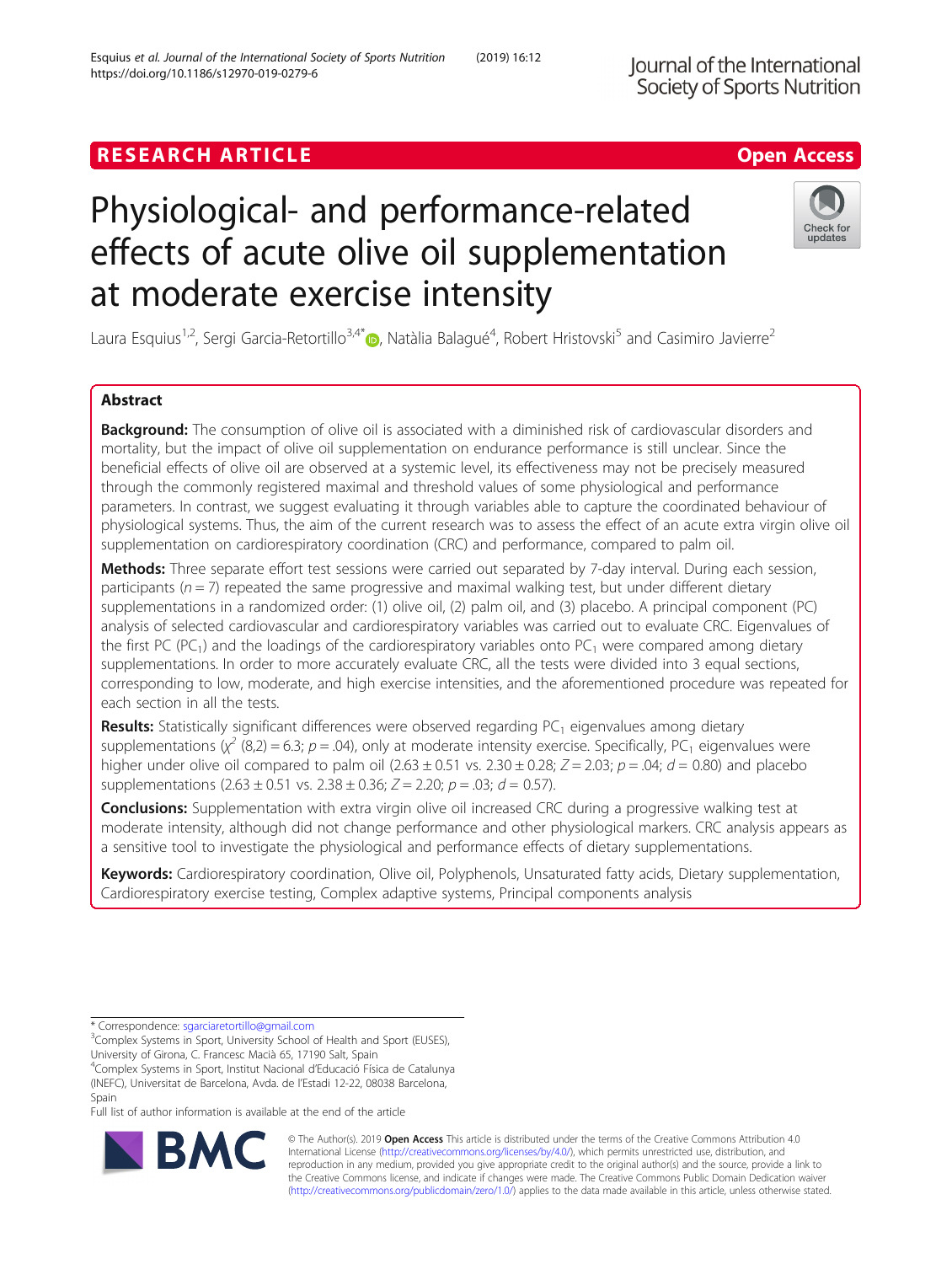RESEARCH ARTICLE

Open Access

# Physiological- and performance-related effects of acute olive oil supplementation at moderate exercise intensity

Laura Esquius[1,2], Sergi Garcia-Retortillo[3,4*], Natàlia Balagué[4], Robert Hristovski[5] and Casimiro Javierre[2]

## Abstract

**Background:** The consumption of olive oil is associated with a diminished risk of cardiovascular disorders and mortality, but the impact of olive oil supplementation on endurance performance is still unclear. Since the beneficial effects of olive oil are observed at a systemic level, its effectiveness may not be precisely measured through the commonly registered maximal and threshold values of some physiological and performance parameters. In contrast, we suggest evaluating it through variables able to capture the coordinated behaviour of physiological systems. Thus, the aim of the current research was to assess the effect of an acute extra virgin olive oil supplementation on cardiorespiratory coordination (CRC) and performance, compared to palm oil.

**Methods:** Three separate effort test sessions were carried out separated by 7-day interval. During each session, participants ($n = 7$) repeated the same progressive and maximal walking test, but under different dietary supplementations in a randomized order: (1) olive oil, (2) palm oil, and (3) placebo. A principal component (PC) analysis of selected cardiovascular and cardiorespiratory variables was carried out to evaluate CRC. Eigenvalues of the first PC ($PC_1$) and the loadings of the cardiorespiratory variables onto $PC_1$ were compared among dietary supplementations. In order to more accurately evaluate CRC, all the tests were divided into 3 equal sections, corresponding to low, moderate, and high exercise intensities, and the aforementioned procedure was repeated for each section in all the tests.

**Results:** Statistically significant differences were observed regarding $PC_1$ eigenvalues among dietary supplementations ($\chi^2$ (8,2) = 6.3; $p = .04$), only at moderate intensity exercise. Specifically, $PC_1$ eigenvalues were higher under olive oil compared to palm oil (2.63 ± 0.51 vs. 2.30 ± 0.28; $Z = 2.03$; $p = .04$; $d = 0.80$) and placebo supplementations (2.63 ± 0.51 vs. 2.38 ± 0.36; $Z = 2.20$; $p = .03$; $d = 0.57$).

**Conclusions:** Supplementation with extra virgin olive oil increased CRC during a progressive walking test at moderate intensity, although did not change performance and other physiological markers. CRC analysis appears as a sensitive tool to investigate the physiological and performance effects of dietary supplementations.

**Keywords:** Cardiorespiratory coordination, Olive oil, Polyphenols, Unsaturated fatty acids, Dietary supplementation, Cardiorespiratory exercise testing, Complex adaptive systems, Principal components analysis

* Correspondence: sgarciaretortillo@gmail.com
[3]Complex Systems in Sport, University School of Health and Sport (EUSES), University of Girona, C. Francesc Macià 65, 17190 Salt, Spain
[4]Complex Systems in Sport, Institut Nacional d'Educació Física de Catalunya (INEFC), Universitat de Barcelona, Avda. de l'Estadi 12-22, 08038 Barcelona, Spain
Full list of author information is available at the end of the article

© The Author(s). 2019 **Open Access** This article is distributed under the terms of the Creative Commons Attribution 4.0 International License (http://creativecommons.org/licenses/by/4.0/), which permits unrestricted use, distribution, and reproduction in any medium, provided you give appropriate credit to the original author(s) and the source, provide a link to the Creative Commons license, and indicate if changes were made. The Creative Commons Public Domain Dedication waiver (http://creativecommons.org/publicdomain/zero/1.0/) applies to the data made available in this article, unless otherwise stated.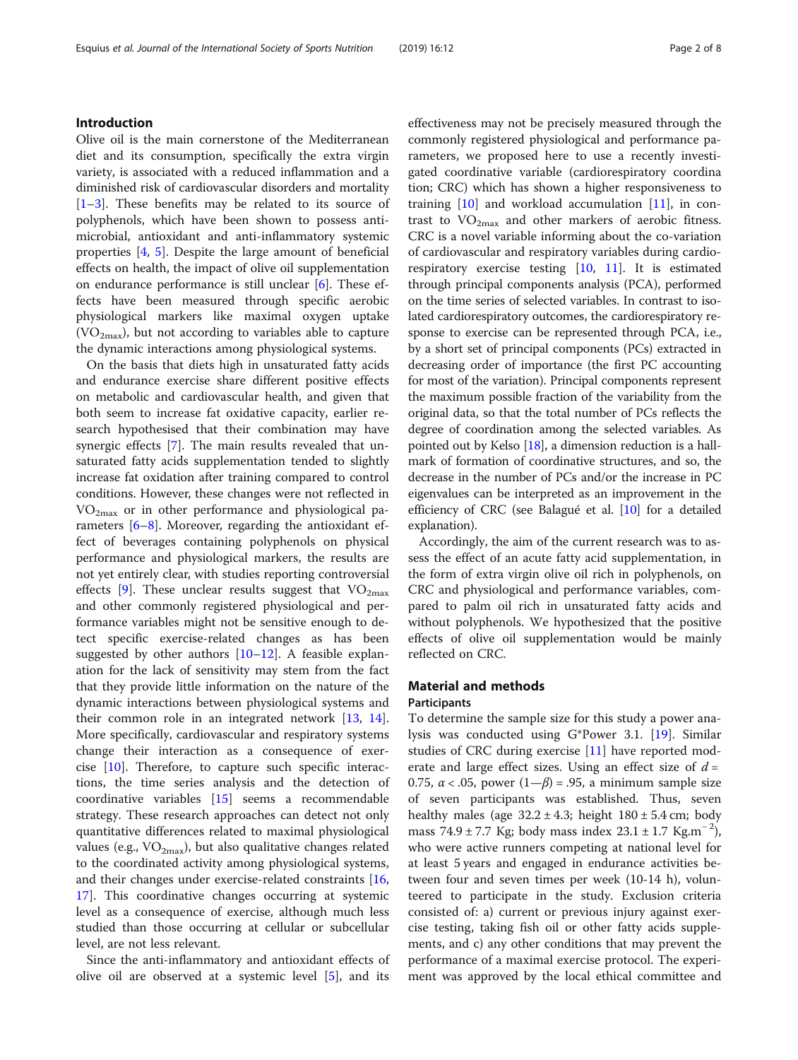## Introduction

Olive oil is the main cornerstone of the Mediterranean diet and its consumption, specifically the extra virgin variety, is associated with a reduced inflammation and a diminished risk of cardiovascular disorders and mortality [1–3]. These benefits may be related to its source of polyphenols, which have been shown to possess antimicrobial, antioxidant and anti-inflammatory systemic properties [4, 5]. Despite the large amount of beneficial effects on health, the impact of olive oil supplementation on endurance performance is still unclear [6]. These effects have been measured through specific aerobic physiological markers like maximal oxygen uptake ($VO_{2max}$), but not according to variables able to capture the dynamic interactions among physiological systems.

On the basis that diets high in unsaturated fatty acids and endurance exercise share different positive effects on metabolic and cardiovascular health, and given that both seem to increase fat oxidative capacity, earlier research hypothesised that their combination may have synergic effects [7]. The main results revealed that unsaturated fatty acids supplementation tended to slightly increase fat oxidation after training compared to control conditions. However, these changes were not reflected in $VO_{2max}$ or in other performance and physiological parameters [6–8]. Moreover, regarding the antioxidant effect of beverages containing polyphenols on physical performance and physiological markers, the results are not yet entirely clear, with studies reporting controversial effects [9]. These unclear results suggest that $VO_{2max}$ and other commonly registered physiological and performance variables might not be sensitive enough to detect specific exercise-related changes as has been suggested by other authors [10–12]. A feasible explanation for the lack of sensitivity may stem from the fact that they provide little information on the nature of the dynamic interactions between physiological systems and their common role in an integrated network [13, 14]. More specifically, cardiovascular and respiratory systems change their interaction as a consequence of exercise [10]. Therefore, to capture such specific interactions, the time series analysis and the detection of coordinative variables [15] seems a recommendable strategy. These research approaches can detect not only quantitative differences related to maximal physiological values (e.g., $VO_{2max}$), but also qualitative changes related to the coordinated activity among physiological systems, and their changes under exercise-related constraints [16, 17]. This coordinative changes occurring at systemic level as a consequence of exercise, although much less studied than those occurring at cellular or subcellular level, are not less relevant.

Since the anti-inflammatory and antioxidant effects of olive oil are observed at a systemic level [5], and its effectiveness may not be precisely measured through the commonly registered physiological and performance parameters, we proposed here to use a recently investigated coordinative variable (cardiorespiratory coordination; CRC) which has shown a higher responsiveness to training [10] and workload accumulation [11], in contrast to $VO_{2max}$ and other markers of aerobic fitness. CRC is a novel variable informing about the co-variation of cardiovascular and respiratory variables during cardiorespiratory exercise testing [10, 11]. It is estimated through principal components analysis (PCA), performed on the time series of selected variables. In contrast to isolated cardiorespiratory outcomes, the cardiorespiratory response to exercise can be represented through PCA, i.e., by a short set of principal components (PCs) extracted in decreasing order of importance (the first PC accounting for most of the variation). Principal components represent the maximum possible fraction of the variability from the original data, so that the total number of PCs reflects the degree of coordination among the selected variables. As pointed out by Kelso [18], a dimension reduction is a hallmark of formation of coordinative structures, and so, the decrease in the number of PCs and/or the increase in PC eigenvalues can be interpreted as an improvement in the efficiency of CRC (see Balagué et al. [10] for a detailed explanation).

Accordingly, the aim of the current research was to assess the effect of an acute fatty acid supplementation, in the form of extra virgin olive oil rich in polyphenols, on CRC and physiological and performance variables, compared to palm oil rich in unsaturated fatty acids and without polyphenols. We hypothesized that the positive effects of olive oil supplementation would be mainly reflected on CRC.

## Material and methods

### Participants

To determine the sample size for this study a power analysis was conducted using G*Power 3.1. [19]. Similar studies of CRC during exercise [11] have reported moderate and large effect sizes. Using an effect size of $d$ = 0.75, $\alpha < .05$, power $(1—\beta) = .95$, a minimum sample size of seven participants was established. Thus, seven healthy males (age 32.2 ± 4.3; height 180 ± 5.4 cm; body mass 74.9 ± 7.7 Kg; body mass index 23.1 ± 1.7 $Kg.m^{-2}$), who were active runners competing at national level for at least 5 years and engaged in endurance activities between four and seven times per week (10-14 h), volunteered to participate in the study. Exclusion criteria consisted of: a) current or previous injury against exercise testing, taking fish oil or other fatty acids supplements, and c) any other conditions that may prevent the performance of a maximal exercise protocol. The experiment was approved by the local ethical committee and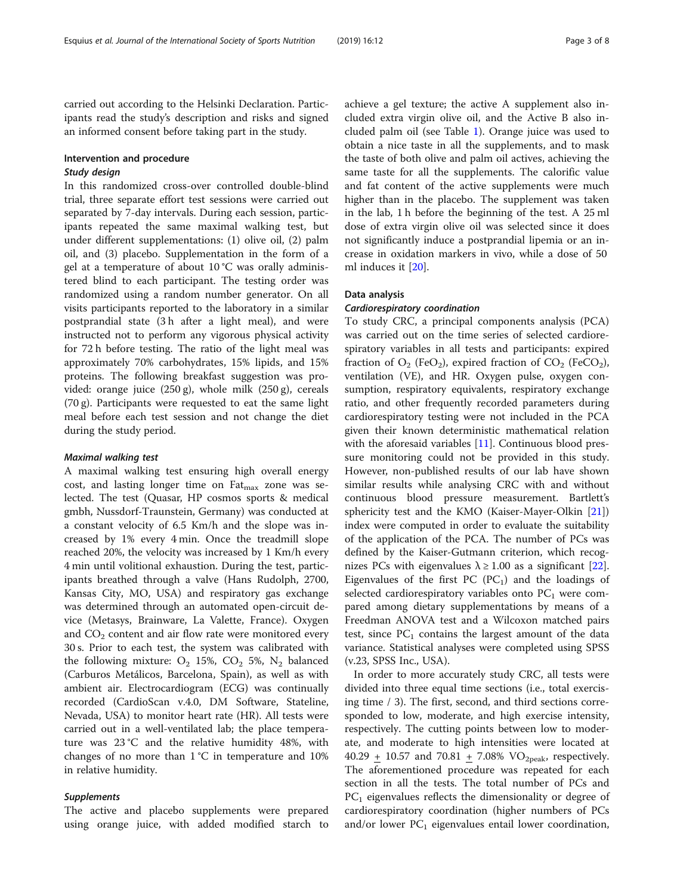carried out according to the Helsinki Declaration. Participants read the study's description and risks and signed an informed consent before taking part in the study.

## Intervention and procedure

### Study design

In this randomized cross-over controlled double-blind trial, three separate effort test sessions were carried out separated by 7-day intervals. During each session, participants repeated the same maximal walking test, but under different supplementations: (1) olive oil, (2) palm oil, and (3) placebo. Supplementation in the form of a gel at a temperature of about 10 °C was orally administered blind to each participant. The testing order was randomized using a random number generator. On all visits participants reported to the laboratory in a similar postprandial state (3 h after a light meal), and were instructed not to perform any vigorous physical activity for 72 h before testing. The ratio of the light meal was approximately 70% carbohydrates, 15% lipids, and 15% proteins. The following breakfast suggestion was provided: orange juice (250 g), whole milk (250 g), cereals (70 g). Participants were requested to eat the same light meal before each test session and not change the diet during the study period.

### Maximal walking test

A maximal walking test ensuring high overall energy cost, and lasting longer time on $Fat_{max}$ zone was selected. The test (Quasar, HP cosmos sports & medical gmbh, Nussdorf-Traunstein, Germany) was conducted at a constant velocity of 6.5 Km/h and the slope was increased by 1% every 4 min. Once the treadmill slope reached 20%, the velocity was increased by 1 Km/h every 4 min until volitional exhaustion. During the test, participants breathed through a valve (Hans Rudolph, 2700, Kansas City, MO, USA) and respiratory gas exchange was determined through an automated open-circuit device (Metasys, Brainware, La Valette, France). Oxygen and $CO_2$ content and air flow rate were monitored every 30 s. Prior to each test, the system was calibrated with the following mixture: $O_2$ 15%, $CO_2$ 5%, $N_2$ balanced (Carburos Metálicos, Barcelona, Spain), as well as with ambient air. Electrocardiogram (ECG) was continually recorded (CardioScan v.4.0, DM Software, Stateline, Nevada, USA) to monitor heart rate (HR). All tests were carried out in a well-ventilated lab; the place temperature was 23 °C and the relative humidity 48%, with changes of no more than 1 °C in temperature and 10% in relative humidity.

### Supplements

The active and placebo supplements were prepared using orange juice, with added modified starch to achieve a gel texture; the active A supplement also included extra virgin olive oil, and the Active B also included palm oil (see Table 1). Orange juice was used to obtain a nice taste in all the supplements, and to mask the taste of both olive and palm oil actives, achieving the same taste for all the supplements. The calorific value and fat content of the active supplements were much higher than in the placebo. The supplement was taken in the lab, 1 h before the beginning of the test. A 25 ml dose of extra virgin olive oil was selected since it does not significantly induce a postprandial lipemia or an increase in oxidation markers in vivo, while a dose of 50 ml induces it [20].

## Data analysis

### Cardiorespiratory coordination

To study CRC, a principal components analysis (PCA) was carried out on the time series of selected cardiorespiratory variables in all tests and participants: expired fraction of $O_2$ ($FeO_2$), expired fraction of $CO_2$ ($FeCO_2$), ventilation (VE), and HR. Oxygen pulse, oxygen consumption, respiratory equivalents, respiratory exchange ratio, and other frequently recorded parameters during cardiorespiratory testing were not included in the PCA given their known deterministic mathematical relation with the aforesaid variables [11]. Continuous blood pressure monitoring could not be provided in this study. However, non-published results of our lab have shown similar results while analysing CRC with and without continuous blood pressure measurement. Bartlett's sphericity test and the KMO (Kaiser-Mayer-Olkin [21]) index were computed in order to evaluate the suitability of the application of the PCA. The number of PCs was defined by the Kaiser-Gutmann criterion, which recognizes PCs with eigenvalues $\lambda \geq 1.00$ as a significant [22]. Eigenvalues of the first PC ($PC_1$) and the loadings of selected cardiorespiratory variables onto $PC_1$ were compared among dietary supplementations by means of a Freedman ANOVA test and a Wilcoxon matched pairs test, since $PC_1$ contains the largest amount of the data variance. Statistical analyses were completed using SPSS (v.23, SPSS Inc., USA).

In order to more accurately study CRC, all tests were divided into three equal time sections (i.e., total exercising time / 3). The first, second, and third sections corresponded to low, moderate, and high exercise intensity, respectively. The cutting points between low to moderate, and moderate to high intensities were located at 40.29 ± 10.57 and 70.81 ± 7.08% $VO_{2peak}$, respectively. The aforementioned procedure was repeated for each section in all the tests. The total number of PCs and $PC_1$ eigenvalues reflects the dimensionality or degree of cardiorespiratory coordination (higher numbers of PCs and/or lower $PC_1$ eigenvalues entail lower coordination,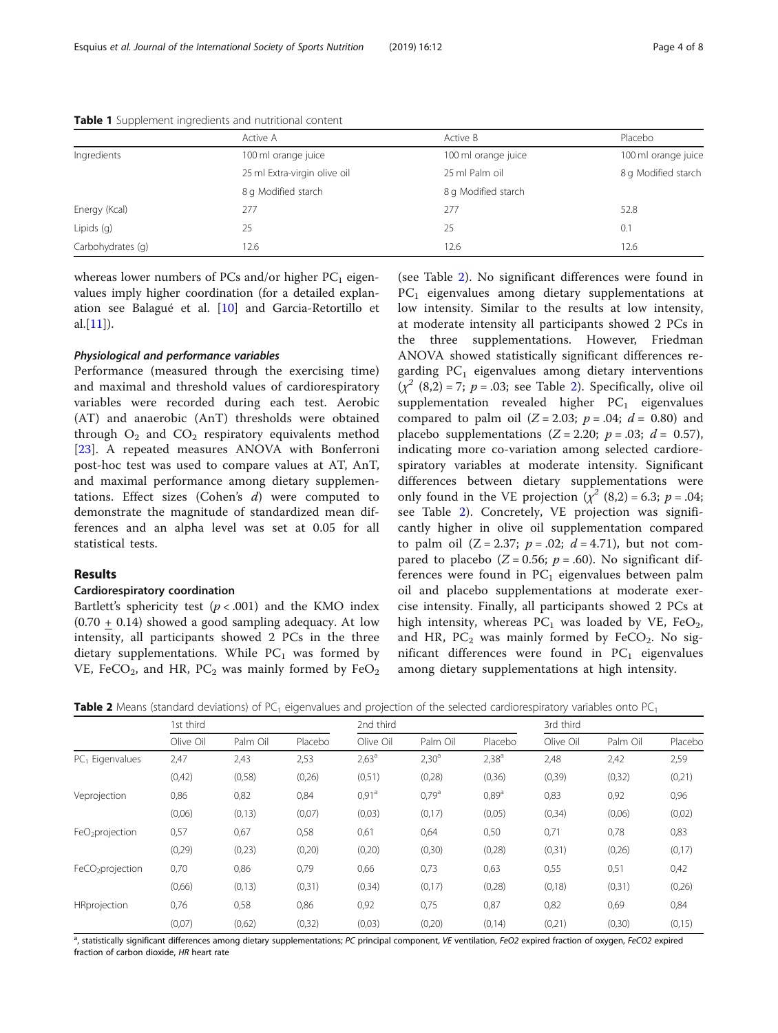**Table 1** Supplement ingredients and nutritional content

| | Active A | Active B | Placebo |
|---|---|---|---|
| Ingredients | 100 ml orange juice | 100 ml orange juice | 100 ml orange juice |
| | 25 ml Extra-virgin olive oil | 25 ml Palm oil | 8 g Modified starch |
| | 8 g Modified starch | 8 g Modified starch | |
| Energy (Kcal) | 277 | 277 | 52.8 |
| Lipids (g) | 25 | 25 | 0.1 |
| Carbohydrates (g) | 12.6 | 12.6 | 12.6 |

whereas lower numbers of PCs and/or higher $PC_1$ eigenvalues imply higher coordination (for a detailed explanation see Balagué et al. [10] and Garcia-Retortillo et al.[11]).

#### *Physiological and performance variables*

Performance (measured through the exercising time) and maximal and threshold values of cardiorespiratory variables were recorded during each test. Aerobic (AT) and anaerobic (AnT) thresholds were obtained through $O_2$ and $CO_2$ respiratory equivalents method [23]. A repeated measures ANOVA with Bonferroni post-hoc test was used to compare values at AT, AnT, and maximal performance among dietary supplementations. Effect sizes (Cohen's *d*) were computed to demonstrate the magnitude of standardized mean differences and an alpha level was set at 0.05 for all statistical tests.

## Results

### Cardiorespiratory coordination

Bartlett's sphericity test ($p < .001$) and the KMO index ($0.70 \pm 0.14$) showed a good sampling adequacy. At low intensity, all participants showed 2 PCs in the three dietary supplementations. While $PC_1$ was formed by VE, $FeCO_2$, and HR, $PC_2$ was mainly formed by $FeO_2$ (see Table 2). No significant differences were found in $PC_1$ eigenvalues among dietary supplementations at low intensity. Similar to the results at low intensity, at moderate intensity all participants showed 2 PCs in the three supplementations. However, Friedman ANOVA showed statistically significant differences regarding $PC_1$ eigenvalues among dietary interventions ($\chi^2$ (8,2) = 7; $p = .03$; see Table 2). Specifically, olive oil supplementation revealed higher $PC_1$ eigenvalues compared to palm oil ($Z = 2.03$; $p = .04$; $d = 0.80$) and placebo supplementations ($Z = 2.20$; $p = .03$; $d = 0.57$), indicating more co-variation among selected cardiorespiratory variables at moderate intensity. Significant differences between dietary supplementations were only found in the VE projection ($\chi^2$ (8,2) = 6.3; $p = .04$; see Table 2). Concretely, VE projection was significantly higher in olive oil supplementation compared to palm oil ($Z = 2.37$; $p = .02$; $d = 4.71$), but not compared to placebo ($Z = 0.56$; $p = .60$). No significant differences were found in $PC_1$ eigenvalues between palm oil and placebo supplementations at moderate exercise intensity. Finally, all participants showed 2 PCs at high intensity, whereas $PC_1$ was loaded by VE, $FeO_2$, and HR, $PC_2$ was mainly formed by $FeCO_2$. No significant differences were found in $PC_1$ eigenvalues among dietary supplementations at high intensity.

**Table 2** Means (standard deviations) of $PC_1$ eigenvalues and projection of the selected cardiorespiratory variables onto $PC_1$

| | 1st third | | | 2nd third | | | 3rd third | | |
|---|---|---|---|---|---|---|---|---|---|
| | Olive Oil | Palm Oil | Placebo | Olive Oil | Palm Oil | Placebo | Olive Oil | Palm Oil | Placebo |
| $PC_1$ Eigenvalues | 2,47 | 2,43 | 2,53 | 2,63[a] | 2,30[a] | 2,38[a] | 2,48 | 2,42 | 2,59 |
| | (0,42) | (0,58) | (0,26) | (0,51) | (0,28) | (0,36) | (0,39) | (0,32) | (0,21) |
| Veprojection | 0,86 | 0,82 | 0,84 | 0,91[a] | 0,79[a] | 0,89[a] | 0,83 | 0,92 | 0,96 |
| | (0,06) | (0,13) | (0,07) | (0,03) | (0,17) | (0,05) | (0,34) | (0,06) | (0,02) |
| $FeO_2$projection | 0,57 | 0,67 | 0,58 | 0,61 | 0,64 | 0,50 | 0,71 | 0,78 | 0,83 |
| | (0,29) | (0,23) | (0,20) | (0,20) | (0,30) | (0,28) | (0,31) | (0,26) | (0,17) |
| $FeCO_2$projection | 0,70 | 0,86 | 0,79 | 0,66 | 0,73 | 0,63 | 0,55 | 0,51 | 0,42 |
| | (0,66) | (0,13) | (0,31) | (0,34) | (0,17) | (0,28) | (0,18) | (0,31) | (0,26) |
| HRprojection | 0,76 | 0,58 | 0,86 | 0,92 | 0,75 | 0,87 | 0,82 | 0,69 | 0,84 |
| | (0,07) | (0,62) | (0,32) | (0,03) | (0,20) | (0,14) | (0,21) | (0,30) | (0,15) |

[a], statistically significant differences among dietary supplementations; *PC* principal component, *VE* ventilation, *FeO2* expired fraction of oxygen, *FeCO2* expired fraction of carbon dioxide, *HR* heart rate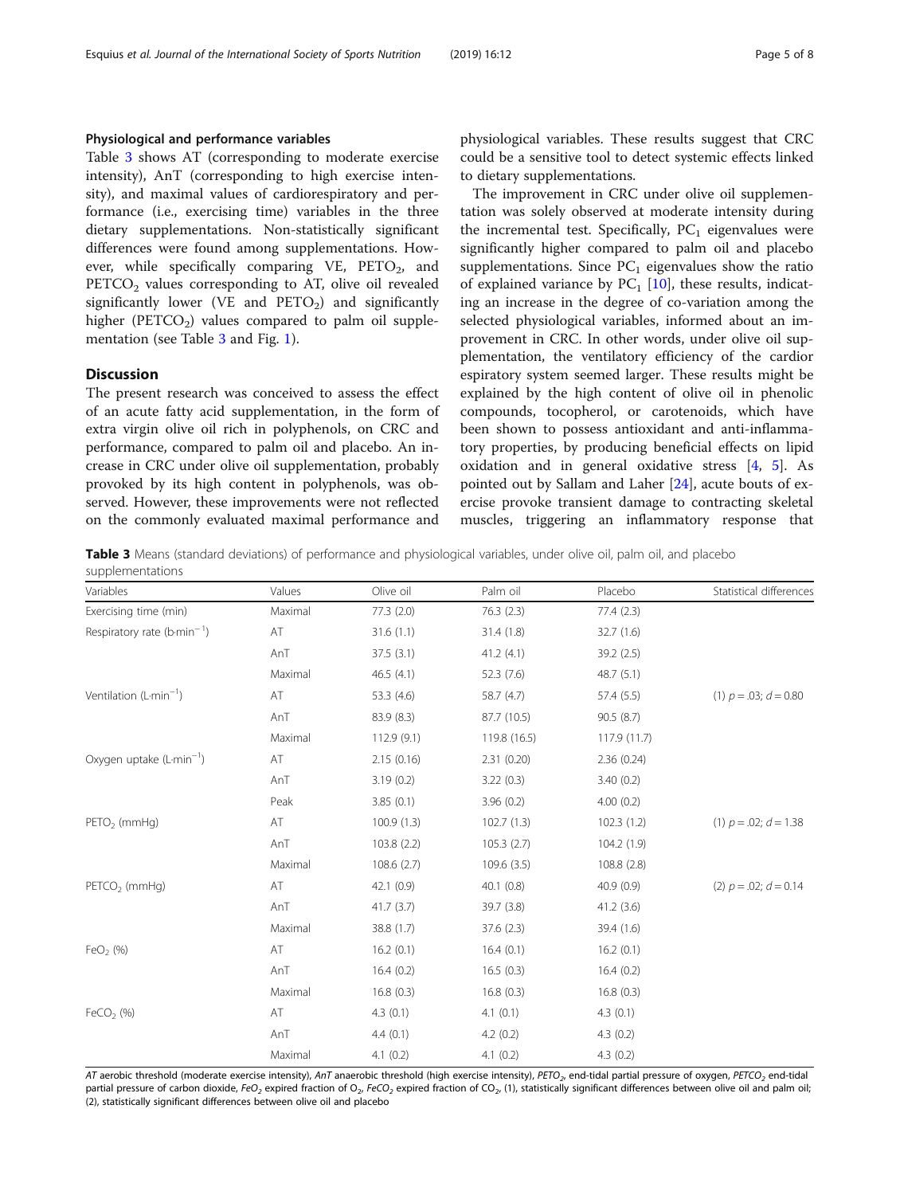### Physiological and performance variables

Table 3 shows AT (corresponding to moderate exercise intensity), AnT (corresponding to high exercise intensity), and maximal values of cardiorespiratory and performance (i.e., exercising time) variables in the three dietary supplementations. Non-statistically significant differences were found among supplementations. However, while specifically comparing VE, $PETO_2$, and $PETCO_2$ values corresponding to AT, olive oil revealed significantly lower (VE and $PETO_2$) and significantly higher ($PETCO_2$) values compared to palm oil supplementation (see Table 3 and Fig. 1).

## Discussion

The present research was conceived to assess the effect of an acute fatty acid supplementation, in the form of extra virgin olive oil rich in polyphenols, on CRC and performance, compared to palm oil and placebo. An increase in CRC under olive oil supplementation, probably provoked by its high content in polyphenols, was observed. However, these improvements were not reflected on the commonly evaluated maximal performance and physiological variables. These results suggest that CRC could be a sensitive tool to detect systemic effects linked to dietary supplementations.

The improvement in CRC under olive oil supplementation was solely observed at moderate intensity during the incremental test. Specifically, $PC_1$ eigenvalues were significantly higher compared to palm oil and placebo supplementations. Since $PC_1$ eigenvalues show the ratio of explained variance by $PC_1$ [10], these results, indicating an increase in the degree of co-variation among the selected physiological variables, informed about an improvement in CRC. In other words, under olive oil supplementation, the ventilatory efficiency of the cardiorespiratory system seemed larger. These results might be explained by the high content of olive oil in phenolic compounds, tocopherol, or carotenoids, which have been shown to possess antioxidant and anti-inflammatory properties, by producing beneficial effects on lipid oxidation and in general oxidative stress [4, 5]. As pointed out by Sallam and Laher [24], acute bouts of exercise provoke transient damage to contracting skeletal muscles, triggering an inflammatory response that

**Table 3** Means (standard deviations) of performance and physiological variables, under olive oil, palm oil, and placebo supplementations

| Variables | Values | Olive oil | Palm oil | Placebo | Statistical differences |
|---|---|---|---|---|---|
| Exercising time (min) | Maximal | 77.3 (2.0) | 76.3 (2.3) | 77.4 (2.3) | |
| Respiratory rate ($b \cdot min^{-1}$) | AT | 31.6 (1.1) | 31.4 (1.8) | 32.7 (1.6) | |
| | AnT | 37.5 (3.1) | 41.2 (4.1) | 39.2 (2.5) | |
| | Maximal | 46.5 (4.1) | 52.3 (7.6) | 48.7 (5.1) | |
| Ventilation ($L \cdot min^{-1}$) | AT | 53.3 (4.6) | 58.7 (4.7) | 57.4 (5.5) | (1) $p = .03$; $d = 0.80$ |
| | AnT | 83.9 (8.3) | 87.7 (10.5) | 90.5 (8.7) | |
| | Maximal | 112.9 (9.1) | 119.8 (16.5) | 117.9 (11.7) | |
| Oxygen uptake ($L \cdot min^{-1}$) | AT | 2.15 (0.16) | 2.31 (0.20) | 2.36 (0.24) | |
| | AnT | 3.19 (0.2) | 3.22 (0.3) | 3.40 (0.2) | |
| | Peak | 3.85 (0.1) | 3.96 (0.2) | 4.00 (0.2) | |
| $PETO_2$ (mmHg) | AT | 100.9 (1.3) | 102.7 (1.3) | 102.3 (1.2) | (1) $p = .02$; $d = 1.38$ |
| | AnT | 103.8 (2.2) | 105.3 (2.7) | 104.2 (1.9) | |
| | Maximal | 108.6 (2.7) | 109.6 (3.5) | 108.8 (2.8) | |
| $PETCO_2$ (mmHg) | AT | 42.1 (0.9) | 40.1 (0.8) | 40.9 (0.9) | (2) $p = .02$; $d = 0.14$ |
| | AnT | 41.7 (3.7) | 39.7 (3.8) | 41.2 (3.6) | |
| | Maximal | 38.8 (1.7) | 37.6 (2.3) | 39.4 (1.6) | |
| $FeO_2$ (%) | AT | 16.2 (0.1) | 16.4 (0.1) | 16.2 (0.1) | |
| | AnT | 16.4 (0.2) | 16.5 (0.3) | 16.4 (0.2) | |
| | Maximal | 16.8 (0.3) | 16.8 (0.3) | 16.8 (0.3) | |
| $FeCO_2$ (%) | AT | 4.3 (0.1) | 4.1 (0.1) | 4.3 (0.1) | |
| | AnT | 4.4 (0.1) | 4.2 (0.2) | 4.3 (0.2) | |
| | Maximal | 4.1 (0.2) | 4.1 (0.2) | 4.3 (0.2) | |

*AT* aerobic threshold (moderate exercise intensity), *AnT* anaerobic threshold (high exercise intensity), $PETO_2$ end-tidal partial pressure of oxygen, $PETCO_2$ end-tidal partial pressure of carbon dioxide, $FeO_2$ expired fraction of $O_2$, $FeCO_2$ expired fraction of $CO_2$, (1), statistically significant differences between olive oil and palm oil; (2), statistically significant differences between olive oil and placebo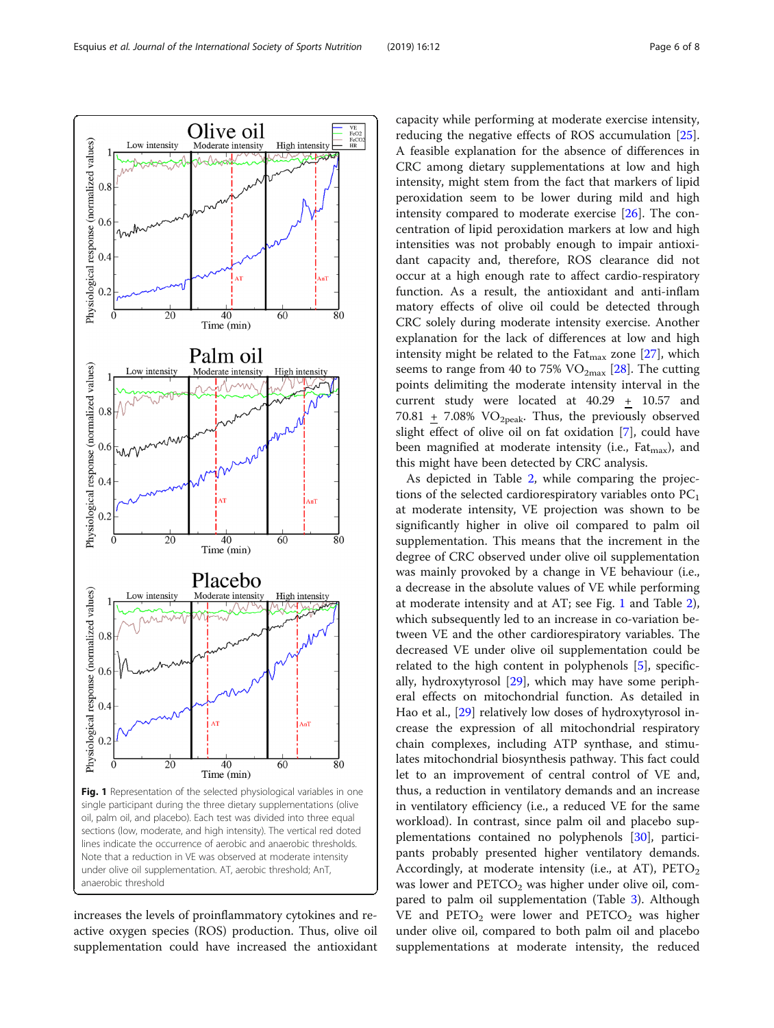Fig. 1 Representation of the selected physiological variables in one single participant during the three dietary supplementations (olive oil, palm oil, and placebo). Each test was divided into three equal sections (low, moderate, and high intensity). The vertical red doted lines indicate the occurrence of aerobic and anaerobic thresholds. Note that a reduction in VE was observed at moderate intensity under olive oil supplementation. AT, aerobic threshold; AnT, anaerobic threshold

increases the levels of proinflammatory cytokines and reactive oxygen species (ROS) production. Thus, olive oil supplementation could have increased the antioxidant capacity while performing at moderate exercise intensity, reducing the negative effects of ROS accumulation [25]. A feasible explanation for the absence of differences in CRC among dietary supplementations at low and high intensity, might stem from the fact that markers of lipid peroxidation seem to be lower during mild and high intensity compared to moderate exercise [26]. The concentration of lipid peroxidation markers at low and high intensities was not probably enough to impair antioxidant capacity and, therefore, ROS clearance did not occur at a high enough rate to affect cardio-respiratory function. As a result, the antioxidant and anti-inflammatory effects of olive oil could be detected through CRC solely during moderate intensity exercise. Another explanation for the lack of differences at low and high intensity might be related to the $Fat_{max}$ zone [27], which seems to range from 40 to 75% $VO_{2max}$ [28]. The cutting points delimiting the moderate intensity interval in the current study were located at 40.29 ± 10.57 and 70.81 ± 7.08% $VO_{2peak}$. Thus, the previously observed slight effect of olive oil on fat oxidation [7], could have been magnified at moderate intensity (i.e., $Fat_{max}$), and this might have been detected by CRC analysis.

As depicted in Table 2, while comparing the projections of the selected cardiorespiratory variables onto $PC_1$ at moderate intensity, VE projection was shown to be significantly higher in olive oil compared to palm oil supplementation. This means that the increment in the degree of CRC observed under olive oil supplementation was mainly provoked by a change in VE behaviour (i.e., a decrease in the absolute values of VE while performing at moderate intensity and at AT; see Fig. 1 and Table 2), which subsequently led to an increase in co-variation between VE and the other cardiorespiratory variables. The decreased VE under olive oil supplementation could be related to the high content in polyphenols [5], specifically, hydroxytyrosol [29], which may have some peripheral effects on mitochondrial function. As detailed in Hao et al., [29] relatively low doses of hydroxytyrosol increase the expression of all mitochondrial respiratory chain complexes, including ATP synthase, and stimulates mitochondrial biosynthesis pathway. This fact could let to an improvement of central control of VE and, thus, a reduction in ventilatory demands and an increase in ventilatory efficiency (i.e., a reduced VE for the same workload). In contrast, since palm oil and placebo supplementations contained no polyphenols [30], participants probably presented higher ventilatory demands. Accordingly, at moderate intensity (i.e., at AT), $PETO_2$ was lower and $PETCO_2$ was higher under olive oil, compared to palm oil supplementation (Table 3). Although VE and $PETO_2$ were lower and $PETCO_2$ was higher under olive oil, compared to both palm oil and placebo supplementations at moderate intensity, the reduced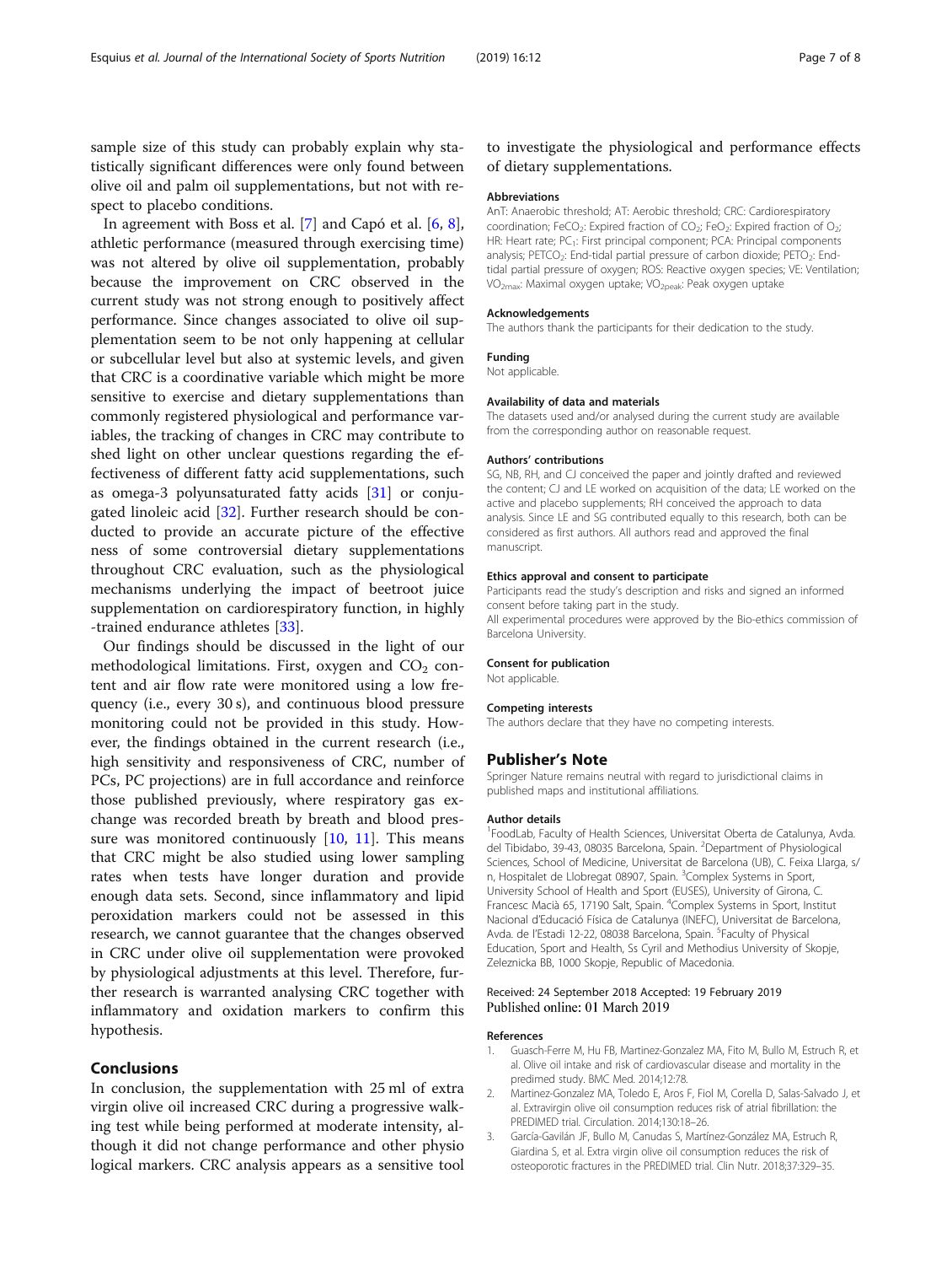sample size of this study can probably explain why statistically significant differences were only found between olive oil and palm oil supplementations, but not with respect to placebo conditions.

In agreement with Boss et al. [7] and Capó et al. [6, 8], athletic performance (measured through exercising time) was not altered by olive oil supplementation, probably because the improvement on CRC observed in the current study was not strong enough to positively affect performance. Since changes associated to olive oil supplementation seem to be not only happening at cellular or subcellular level but also at systemic levels, and given that CRC is a coordinative variable which might be more sensitive to exercise and dietary supplementations than commonly registered physiological and performance variables, the tracking of changes in CRC may contribute to shed light on other unclear questions regarding the effectiveness of different fatty acid supplementations, such as omega-3 polyunsaturated fatty acids [31] or conjugated linoleic acid [32]. Further research should be conducted to provide an accurate picture of the effective ness of some controversial dietary supplementations throughout CRC evaluation, such as the physiological mechanisms underlying the impact of beetroot juice supplementation on cardiorespiratory function, in highly -trained endurance athletes [33].

Our findings should be discussed in the light of our methodological limitations. First, oxygen and $CO_2$ content and air flow rate were monitored using a low frequency (i.e., every 30 s), and continuous blood pressure monitoring could not be provided in this study. However, the findings obtained in the current research (i.e., high sensitivity and responsiveness of CRC, number of PCs, PC projections) are in full accordance and reinforce those published previously, where respiratory gas exchange was recorded breath by breath and blood pressure was monitored continuously [10, 11]. This means that CRC might be also studied using lower sampling rates when tests have longer duration and provide enough data sets. Second, since inflammatory and lipid peroxidation markers could not be assessed in this research, we cannot guarantee that the changes observed in CRC under olive oil supplementation were provoked by physiological adjustments at this level. Therefore, further research is warranted analysing CRC together with inflammatory and oxidation markers to confirm this hypothesis.

## Conclusions

In conclusion, the supplementation with 25 ml of extra virgin olive oil increased CRC during a progressive walking test while being performed at moderate intensity, although it did not change performance and other physio logical markers. CRC analysis appears as a sensitive tool to investigate the physiological and performance effects of dietary supplementations.

### Abbreviations

AnT: Anaerobic threshold; AT: Aerobic threshold; CRC: Cardiorespiratory coordination; $FeCO_2$: Expired fraction of $CO_2$; $FeO_2$: Expired fraction of $O_2$; HR: Heart rate; $PC_1$: First principal component; PCA: Principal components analysis; $PETCO_2$: End-tidal partial pressure of carbon dioxide; $PETO_2$: End-tidal partial pressure of oxygen; ROS: Reactive oxygen species; VE: Ventilation; $VO_{2max}$: Maximal oxygen uptake; $VO_{2peak}$: Peak oxygen uptake

### Acknowledgements

The authors thank the participants for their dedication to the study.

### Funding

Not applicable.

### Availability of data and materials

The datasets used and/or analysed during the current study are available from the corresponding author on reasonable request.

### Authors' contributions

SG, NB, RH, and CJ conceived the paper and jointly drafted and reviewed the content; CJ and LE worked on acquisition of the data; LE worked on the active and placebo supplements; RH conceived the approach to data analysis. Since LE and SG contributed equally to this research, both can be considered as first authors. All authors read and approved the final manuscript.

### Ethics approval and consent to participate

Participants read the study's description and risks and signed an informed consent before taking part in the study.

All experimental procedures were approved by the Bio-ethics commission of Barcelona University.

### Consent for publication

Not applicable.

### Competing interests

The authors declare that they have no competing interests.

## Publisher's Note

Springer Nature remains neutral with regard to jurisdictional claims in published maps and institutional affiliations.

### Author details

[1]FoodLab, Faculty of Health Sciences, Universitat Oberta de Catalunya, Avda. del Tibidabo, 39-43, 08035 Barcelona, Spain. [2]Department of Physiological Sciences, School of Medicine, Universitat de Barcelona (UB), C. Feixa Llarga, s/n, Hospitalet de Llobregat 08907, Spain. [3]Complex Systems in Sport, University School of Health and Sport (EUSES), University of Girona, C. Francesc Macià 65, 17190 Salt, Spain. [4]Complex Systems in Sport, Institut Nacional d'Educació Física de Catalunya (INEFC), Universitat de Barcelona, Avda. de l'Estadi 12-22, 08038 Barcelona, Spain. [5]Faculty of Physical Education, Sport and Health, Ss Cyril and Methodius University of Skopje, Zeleznicka BB, 1000 Skopje, Republic of Macedonia.

Received: 24 September 2018 Accepted: 19 February 2019
Published online: 01 March 2019

### References

1. Guasch-Ferre M, Hu FB, Martinez-Gonzalez MA, Fito M, Bullo M, Estruch R, et al. Olive oil intake and risk of cardiovascular disease and mortality in the predimed study. BMC Med. 2014;12:78.
2. Martinez-Gonzalez MA, Toledo E, Aros F, Fiol M, Corella D, Salas-Salvado J, et al. Extravirgin olive oil consumption reduces risk of atrial fibrillation: the PREDIMED trial. Circulation. 2014;130:18–26.
3. García-Gavilán JF, Bullo M, Canudas S, Martínez-González MA, Estruch R, Giardina S, et al. Extra virgin olive oil consumption reduces the risk of osteoporotic fractures in the PREDIMED trial. Clin Nutr. 2018;37:329–35.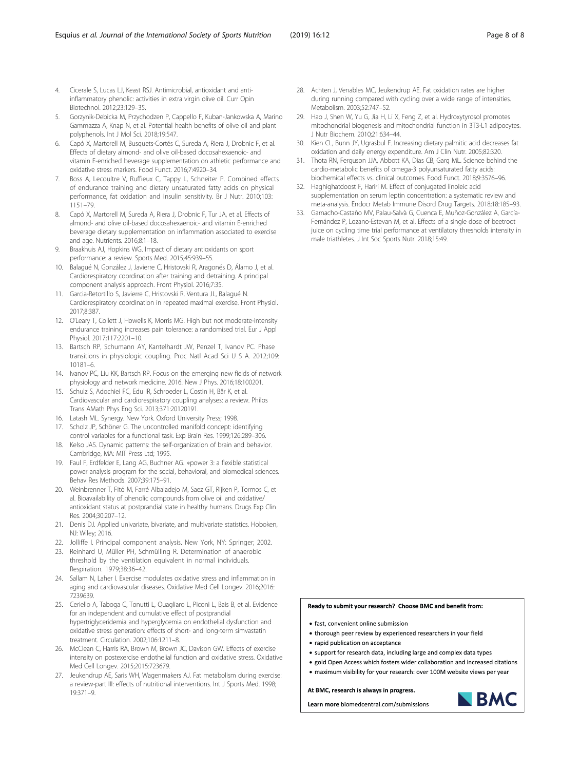4. Cicerale S, Lucas LJ, Keast RSJ. Antimicrobial, antioxidant and anti-inflammatory phenolic: activities in extra virgin olive oil. Curr Opin Biotechnol. 2012;23:129–35.
5. Gorzynik-Debicka M, Przychodzen P, Cappello F, Kuban-Jankowska A, Marino Gammazza A, Knap N, et al. Potential health benefits of olive oil and plant polyphenols. Int J Mol Sci. 2018;19:547.
6. Capó X, Martorell M, Busquets-Cortés C, Sureda A, Riera J, Drobnic F, et al. Effects of dietary almond- and olive oil-based docosahexaenoic- and vitamin E-enriched beverage supplementation on athletic performance and oxidative stress markers. Food Funct. 2016;7:4920–34.
7. Boss A, Lecoultre V, Ruffieux C, Tappy L, Schneiter P. Combined effects of endurance training and dietary unsaturated fatty acids on physical performance, fat oxidation and insulin sensitivity. Br J Nutr. 2010;103:1151–79.
8. Capó X, Martorell M, Sureda A, Riera J, Drobnic F, Tur JA, et al. Effects of almond- and olive oil-based docosahexaenoic- and vitamin E-enriched beverage dietary supplementation on inflammation associated to exercise and age. Nutrients. 2016;8:1–18.
9. Braakhuis AJ, Hopkins WG. Impact of dietary antioxidants on sport performance: a review. Sports Med. 2015;45:939–55.
10. Balagué N, González J, Javierre C, Hristovski R, Aragonés D, Álamo J, et al. Cardiorespiratory coordination after training and detraining. A principal component analysis approach. Front Physiol. 2016;7:35.
11. Garcia-Retortillo S, Javierre C, Hristovski R, Ventura JL, Balagué N. Cardiorespiratory coordination in repeated maximal exercise. Front Physiol. 2017;8:387.
12. O'Leary T, Collett J, Howells K, Morris MG. High but not moderate-intensity endurance training increases pain tolerance: a randomised trial. Eur J Appl Physiol. 2017;117:2201–10.
13. Bartsch RP, Schumann AY, Kantelhardt JW, Penzel T, Ivanov PC. Phase transitions in physiologic coupling. Proc Natl Acad Sci U S A. 2012;109:10181–6.
14. Ivanov PC, Liu KK, Bartsch RP. Focus on the emerging new fields of network physiology and network medicine. 2016. New J Phys. 2016;18:100201.
15. Schulz S, Adochiei FC, Edu IR, Schroeder L, Costin H, Bär K, et al. Cardiovascular and cardiorespiratory coupling analyses: a review. Philos Trans AMath Phys Eng Sci. 2013;371:20120191.
16. Latash ML. Synergy. New York. Oxford University Press; 1998.
17. Scholz JP, Schöner G. The uncontrolled manifold concept: identifying control variables for a functional task. Exp Brain Res. 1999;126:289–306.
18. Kelso JAS. Dynamic patterns: the self-organization of brain and behavior. Cambridge, MA: MIT Press Ltd; 1995.
19. Faul F, Erdfelder E, Lang AG, Buchner AG. *power 3: a flexible statistical power analysis program for the social, behavioral, and biomedical sciences. Behav Res Methods. 2007;39:175–91.
20. Weinbrenner T, Fitó M, Farré Albaladejo M, Saez GT, Rijken P, Tormos C, et al. Bioavailability of phenolic compounds from olive oil and oxidative/antioxidant status at postprandial state in healthy humans. Drugs Exp Clin Res. 2004;30:207–12.
21. Denis DJ. Applied univariate, bivariate, and multivariate statistics. Hoboken, NJ: Wiley; 2016.
22. Jolliffe I. Principal component analysis. New York, NY: Springer; 2002.
23. Reinhard U, Müller PH, Schmülling R. Determination of anaerobic threshold by the ventilation equivalent in normal individuals. Respiration. 1979;38:36–42.
24. Sallam N, Laher I. Exercise modulates oxidative stress and inflammation in aging and cardiovascular diseases. Oxidative Med Cell Longev. 2016;2016:7239639.
25. Ceriello A, Taboga C, Tonutti L, Quagliaro L, Piconi L, Bais B, et al. Evidence for an independent and cumulative effect of postprandial hypertriglyceridemia and hyperglycemia on endothelial dysfunction and oxidative stress generation: effects of short- and long-term simvastatin treatment. Circulation. 2002;106:1211–8.
26. McClean C, Harris RA, Brown M, Brown JC, Davison GW. Effects of exercise intensity on postexercise endothelial function and oxidative stress. Oxidative Med Cell Longev. 2015;2015:723679.
27. Jeukendrup AE, Saris WH, Wagenmakers AJ. Fat metabolism during exercise: a review-part III: effects of nutritional interventions. Int J Sports Med. 1998;19:371–9.
28. Achten J, Venables MC, Jeukendrup AE. Fat oxidation rates are higher during running compared with cycling over a wide range of intensities. Metabolism. 2003;52:747–52.
29. Hao J, Shen W, Yu G, Jia H, Li X, Feng Z, et al. Hydroxytyrosol promotes mitochondrial biogenesis and mitochondrial function in 3T3-L1 adipocytes. J Nutr Biochem. 2010;21:634–44.
30. Kien CL, Bunn JY, Ugrasbul F. Increasing dietary palmitic acid decreases fat oxidation and daily energy expenditure. Am J Clin Nutr. 2005;82:320.
31. Thota RN, Ferguson JJA, Abbott KA, Dias CB, Garg ML. Science behind the cardio-metabolic benefits of omega-3 polyunsaturated fatty acids: biochemical effects vs. clinical outcomes. Food Funct. 2018;9:3576–96.
32. Haghighatdoost F, Hariri M. Effect of conjugated linoleic acid supplementation on serum leptin concentration: a systematic review and meta-analysis. Endocr Metab Immune Disord Drug Targets. 2018;18:185–93.
33. Garnacho-Castaño MV, Palau-Salvà G, Cuenca E, Muñoz-González A, García-Fernández P, Lozano-Estevan M, et al. Effects of a single dose of beetroot juice on cycling time trial performance at ventilatory thresholds intensity in male triathletes. J Int Soc Sports Nutr. 2018;15:49.

**Ready to submit your research? Choose BMC and benefit from:**

- fast, convenient online submission
- thorough peer review by experienced researchers in your field
- rapid publication on acceptance
- support for research data, including large and complex data types
- gold Open Access which fosters wider collaboration and increased citations
- maximum visibility for your research: over 100M website views per year

**At BMC, research is always in progress.**

**Learn more** biomedcentral.com/submissions

BMC